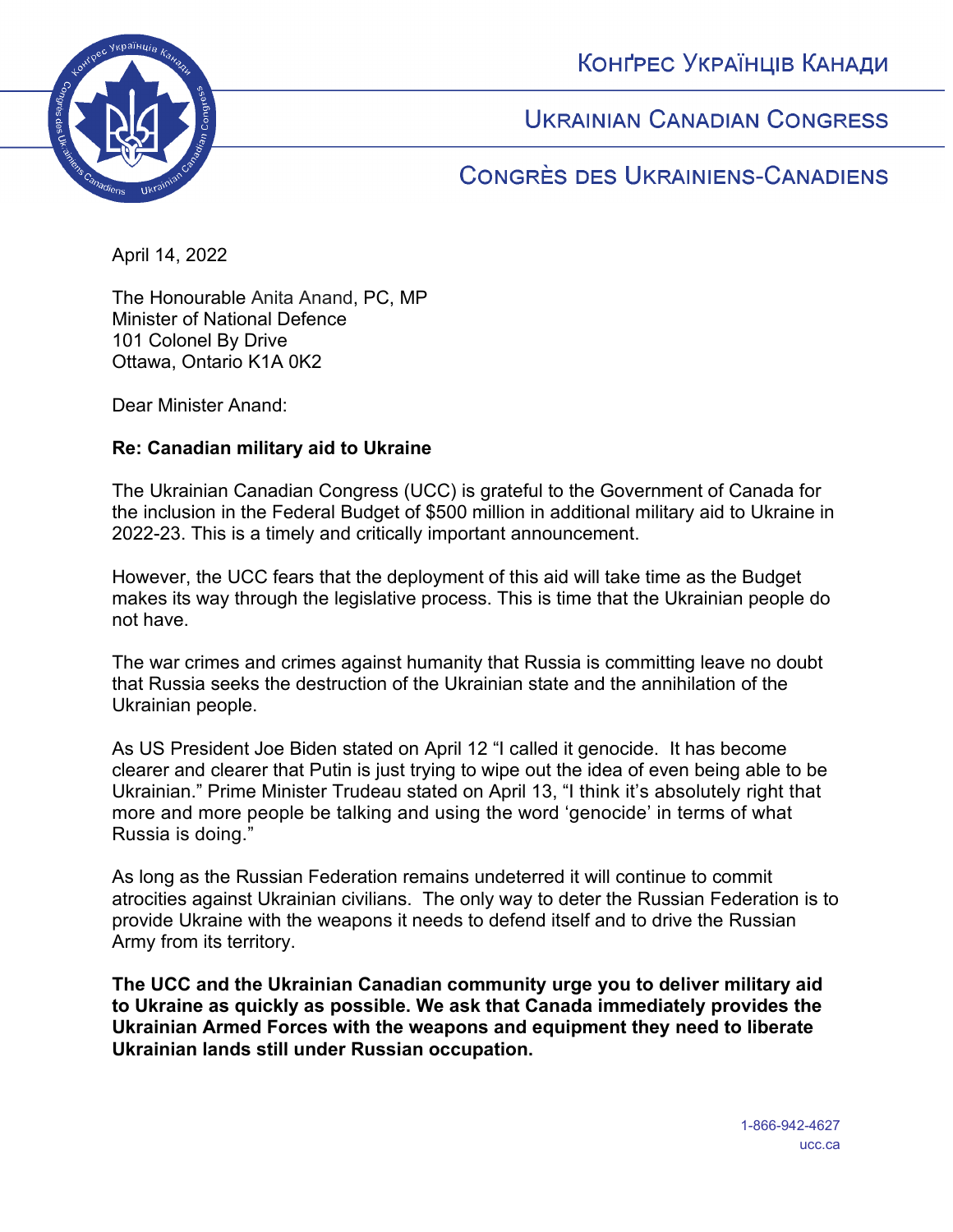Конґрес Українців Канади

Ukrainian Canadian Congress

Congrès des Ukrainiens-Canadiens

April 14, 2022

The Honourable Anita Anand, PC, MP
Minister of National Defence
101 Colonel By Drive
Ottawa, Ontario K1A 0K2

Dear Minister Anand:

**Re: Canadian military aid to Ukraine**

The Ukrainian Canadian Congress (UCC) is grateful to the Government of Canada for the inclusion in the Federal Budget of $500 million in additional military aid to Ukraine in 2022-23. This is a timely and critically important announcement.

However, the UCC fears that the deployment of this aid will take time as the Budget makes its way through the legislative process. This is time that the Ukrainian people do not have.

The war crimes and crimes against humanity that Russia is committing leave no doubt that Russia seeks the destruction of the Ukrainian state and the annihilation of the Ukrainian people.

As US President Joe Biden stated on April 12 "I called it genocide. It has become clearer and clearer that Putin is just trying to wipe out the idea of even being able to be Ukrainian." Prime Minister Trudeau stated on April 13, "I think it's absolutely right that more and more people be talking and using the word 'genocide' in terms of what Russia is doing."

As long as the Russian Federation remains undeterred it will continue to commit atrocities against Ukrainian civilians. The only way to deter the Russian Federation is to provide Ukraine with the weapons it needs to defend itself and to drive the Russian Army from its territory.

**The UCC and the Ukrainian Canadian community urge you to deliver military aid to Ukraine as quickly as possible. We ask that Canada immediately provides the Ukrainian Armed Forces with the weapons and equipment they need to liberate Ukrainian lands still under Russian occupation.**

1-866-942-4627
ucc.ca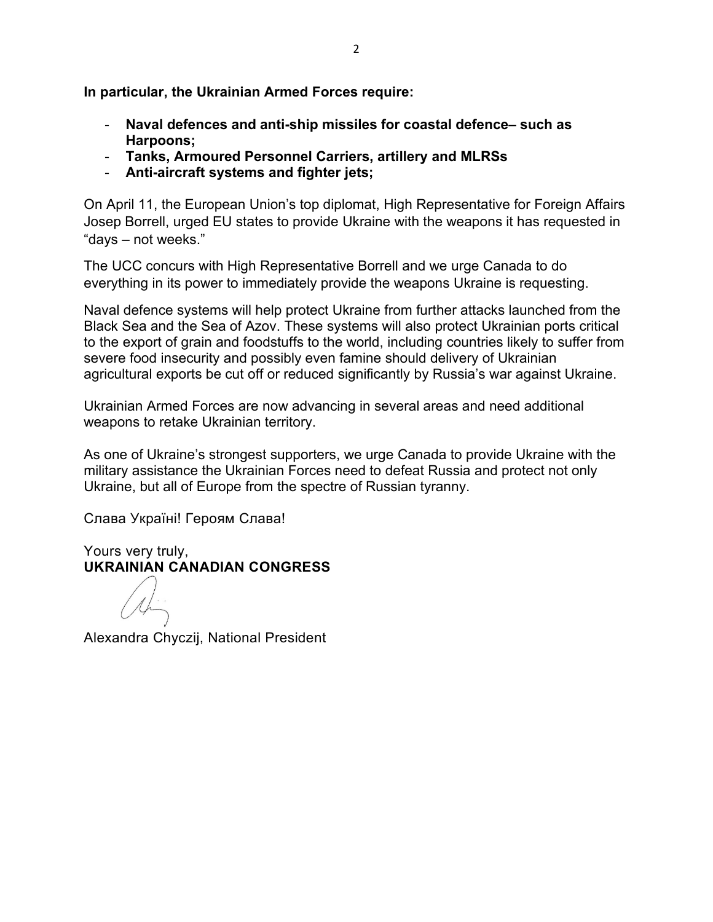**In particular, the Ukrainian Armed Forces require:**

- **Naval defences and anti-ship missiles for coastal defence– such as Harpoons;**
- **Tanks, Armoured Personnel Carriers, artillery and MLRSs**
- **Anti-aircraft systems and fighter jets;**

On April 11, the European Union's top diplomat, High Representative for Foreign Affairs Josep Borrell, urged EU states to provide Ukraine with the weapons it has requested in "days – not weeks."

The UCC concurs with High Representative Borrell and we urge Canada to do everything in its power to immediately provide the weapons Ukraine is requesting.

Naval defence systems will help protect Ukraine from further attacks launched from the Black Sea and the Sea of Azov. These systems will also protect Ukrainian ports critical to the export of grain and foodstuffs to the world, including countries likely to suffer from severe food insecurity and possibly even famine should delivery of Ukrainian agricultural exports be cut off or reduced significantly by Russia's war against Ukraine.

Ukrainian Armed Forces are now advancing in several areas and need additional weapons to retake Ukrainian territory.

As one of Ukraine's strongest supporters, we urge Canada to provide Ukraine with the military assistance the Ukrainian Forces need to defeat Russia and protect not only Ukraine, but all of Europe from the spectre of Russian tyranny.

Слава Україні! Героям Слава!

Yours very truly,
**UKRAINIAN CANADIAN CONGRESS**

Alexandra Chyczij, National President